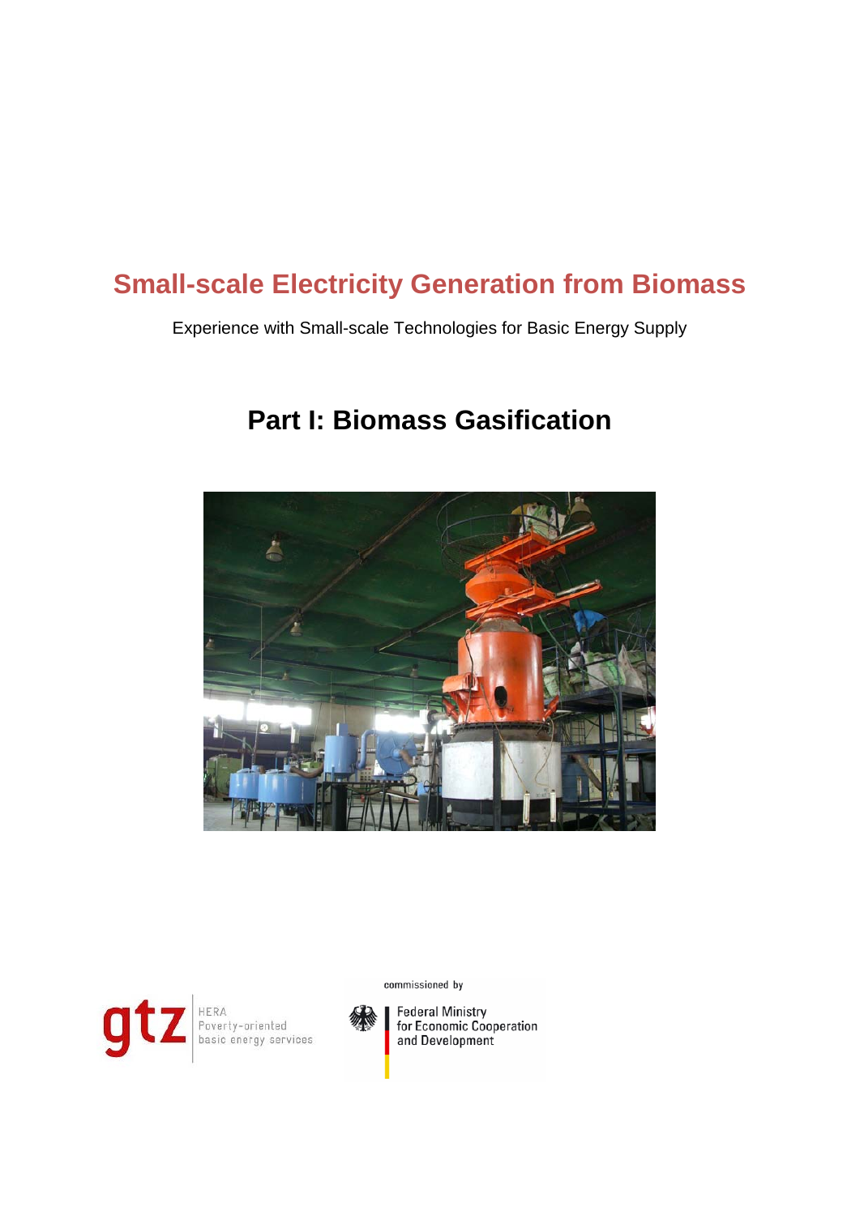# Small-scale Electricity Generation from Biomass

Experience with Small-scale Technologies for Basic Energy Supply

## Part I: Biomass Gasification

gtz HERA Poverty-oriented basic energy services

commissioned by

Federal Ministry for Economic Cooperation and Development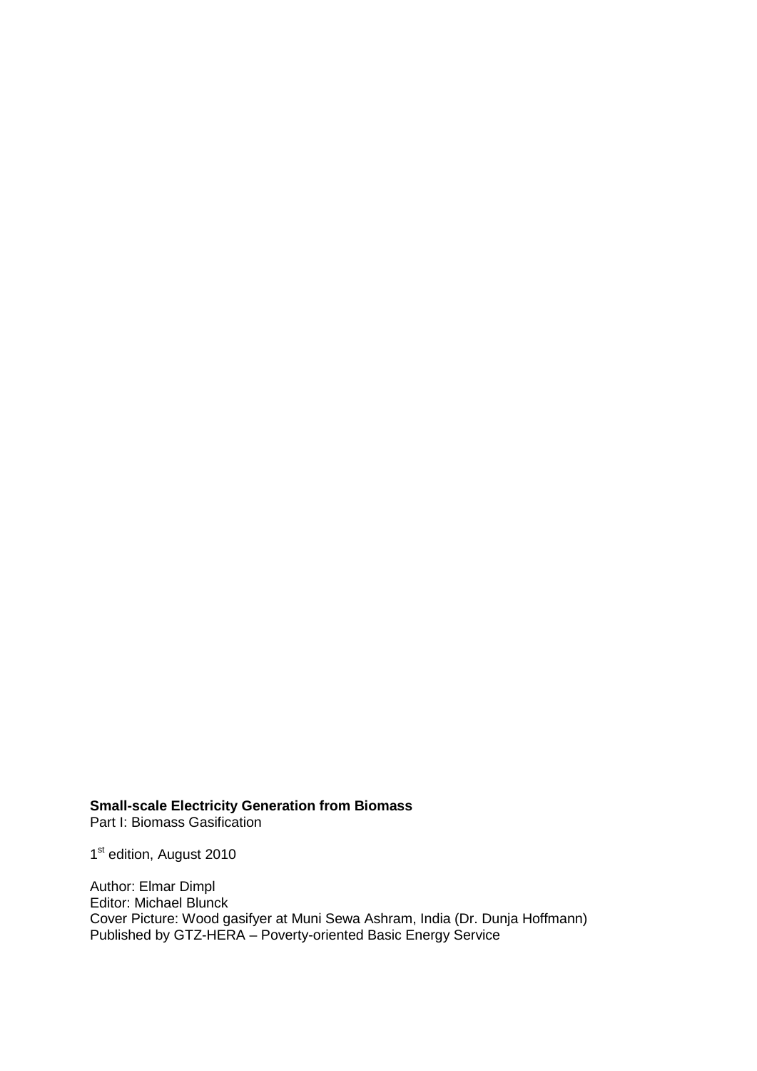**Small-scale Electricity Generation from Biomass**
Part I: Biomass Gasification

1st edition, August 2010

Author: Elmar Dimpl
Editor: Michael Blunck
Cover Picture: Wood gasifyer at Muni Sewa Ashram, India (Dr. Dunja Hoffmann)
Published by GTZ-HERA – Poverty-oriented Basic Energy Service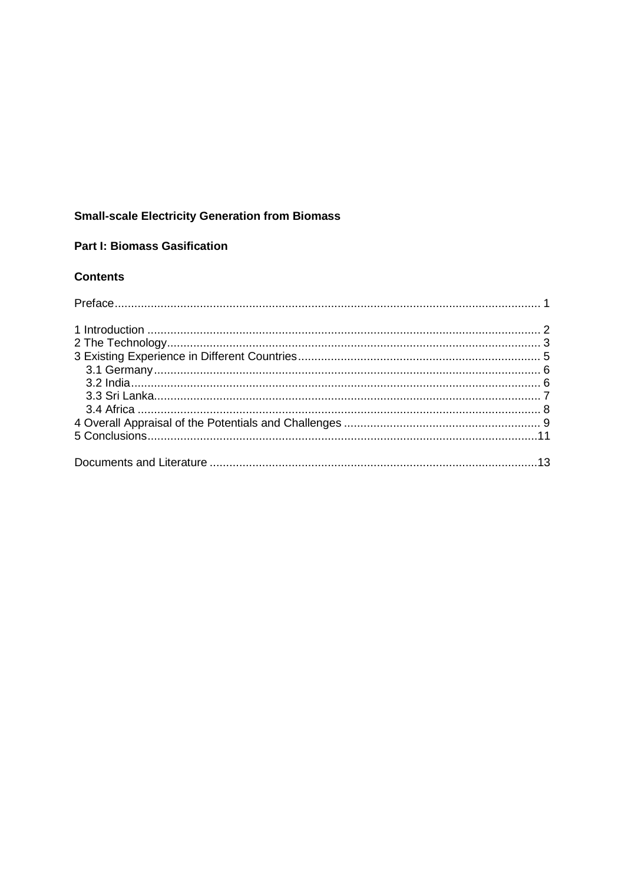**Small-scale Electricity Generation from Biomass**

**Part I: Biomass Gasification**

**Contents**

Preface ........................................................................................................................ 1

1 Introduction ............................................................................................................ 2
2 The Technology ....................................................................................................... 3
3 Existing Experience in Different Countries ............................................................. 5
  3.1 Germany ............................................................................................................. 6
  3.2 India ................................................................................................................... 6
  3.3 Sri Lanka ............................................................................................................. 7
  3.4 Africa ................................................................................................................. 8
4 Overall Appraisal of the Potentials and Challenges ................................................ 9
5 Conclusions ............................................................................................................ 11

Documents and Literature ........................................................................................ 13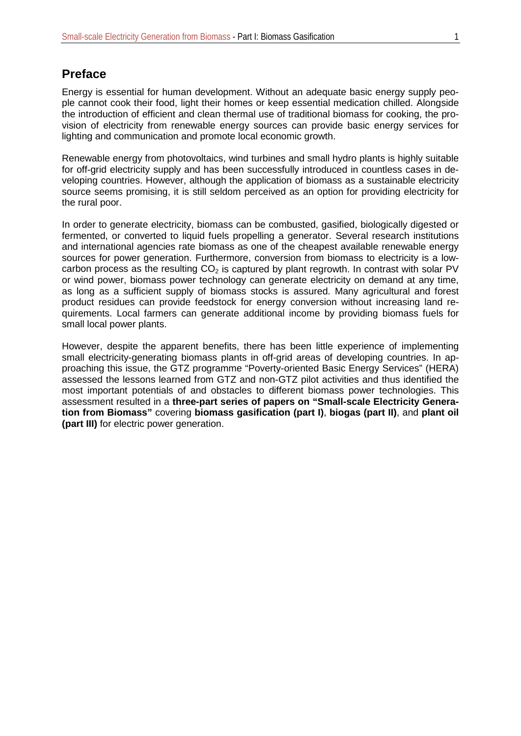## Preface

Energy is essential for human development. Without an adequate basic energy supply people cannot cook their food, light their homes or keep essential medication chilled. Alongside the introduction of efficient and clean thermal use of traditional biomass for cooking, the provision of electricity from renewable energy sources can provide basic energy services for lighting and communication and promote local economic growth.

Renewable energy from photovoltaics, wind turbines and small hydro plants is highly suitable for off-grid electricity supply and has been successfully introduced in countless cases in developing countries. However, although the application of biomass as a sustainable electricity source seems promising, it is still seldom perceived as an option for providing electricity for the rural poor.

In order to generate electricity, biomass can be combusted, gasified, biologically digested or fermented, or converted to liquid fuels propelling a generator. Several research institutions and international agencies rate biomass as one of the cheapest available renewable energy sources for power generation. Furthermore, conversion from biomass to electricity is a low-carbon process as the resulting $CO_2$ is captured by plant regrowth. In contrast with solar PV or wind power, biomass power technology can generate electricity on demand at any time, as long as a sufficient supply of biomass stocks is assured. Many agricultural and forest product residues can provide feedstock for energy conversion without increasing land requirements. Local farmers can generate additional income by providing biomass fuels for small local power plants.

However, despite the apparent benefits, there has been little experience of implementing small electricity-generating biomass plants in off-grid areas of developing countries. In approaching this issue, the GTZ programme "Poverty-oriented Basic Energy Services" (HERA) assessed the lessons learned from GTZ and non-GTZ pilot activities and thus identified the most important potentials of and obstacles to different biomass power technologies. This assessment resulted in a **three-part series of papers on "Small-scale Electricity Generation from Biomass"** covering **biomass gasification (part I)**, **biogas (part II)**, and **plant oil (part III)** for electric power generation.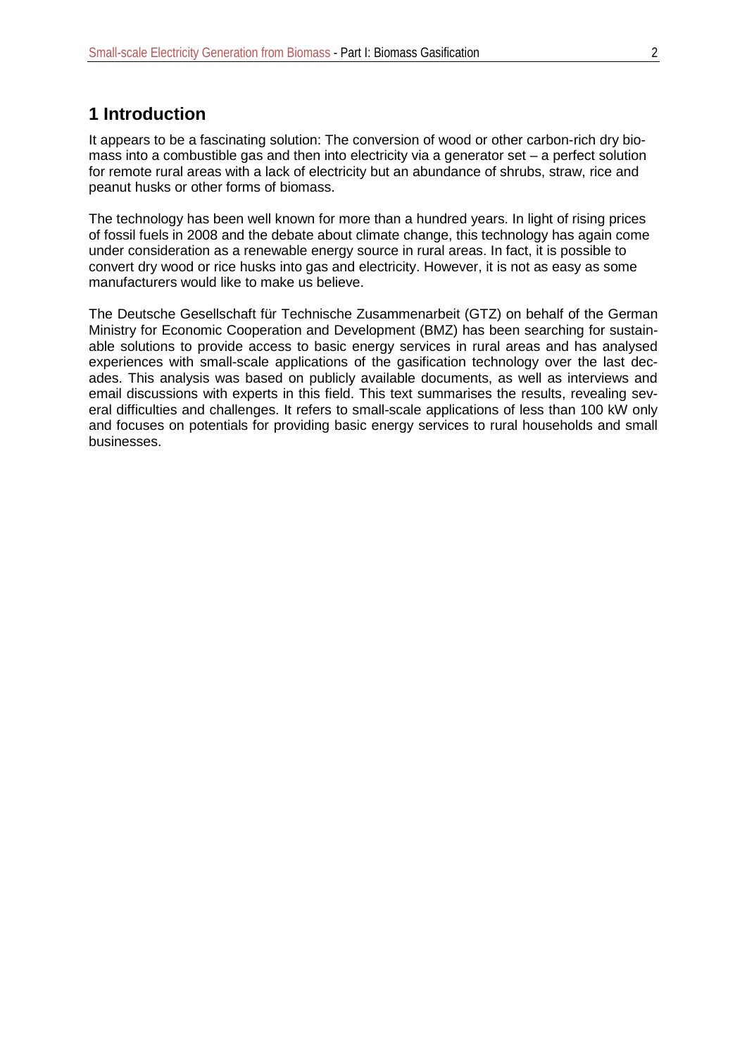# 1 Introduction

It appears to be a fascinating solution: The conversion of wood or other carbon-rich dry biomass into a combustible gas and then into electricity via a generator set – a perfect solution for remote rural areas with a lack of electricity but an abundance of shrubs, straw, rice and peanut husks or other forms of biomass.

The technology has been well known for more than a hundred years. In light of rising prices of fossil fuels in 2008 and the debate about climate change, this technology has again come under consideration as a renewable energy source in rural areas. In fact, it is possible to convert dry wood or rice husks into gas and electricity. However, it is not as easy as some manufacturers would like to make us believe.

The Deutsche Gesellschaft für Technische Zusammenarbeit (GTZ) on behalf of the German Ministry for Economic Cooperation and Development (BMZ) has been searching for sustainable solutions to provide access to basic energy services in rural areas and has analysed experiences with small-scale applications of the gasification technology over the last decades. This analysis was based on publicly available documents, as well as interviews and email discussions with experts in this field. This text summarises the results, revealing several difficulties and challenges. It refers to small-scale applications of less than 100 kW only and focuses on potentials for providing basic energy services to rural households and small businesses.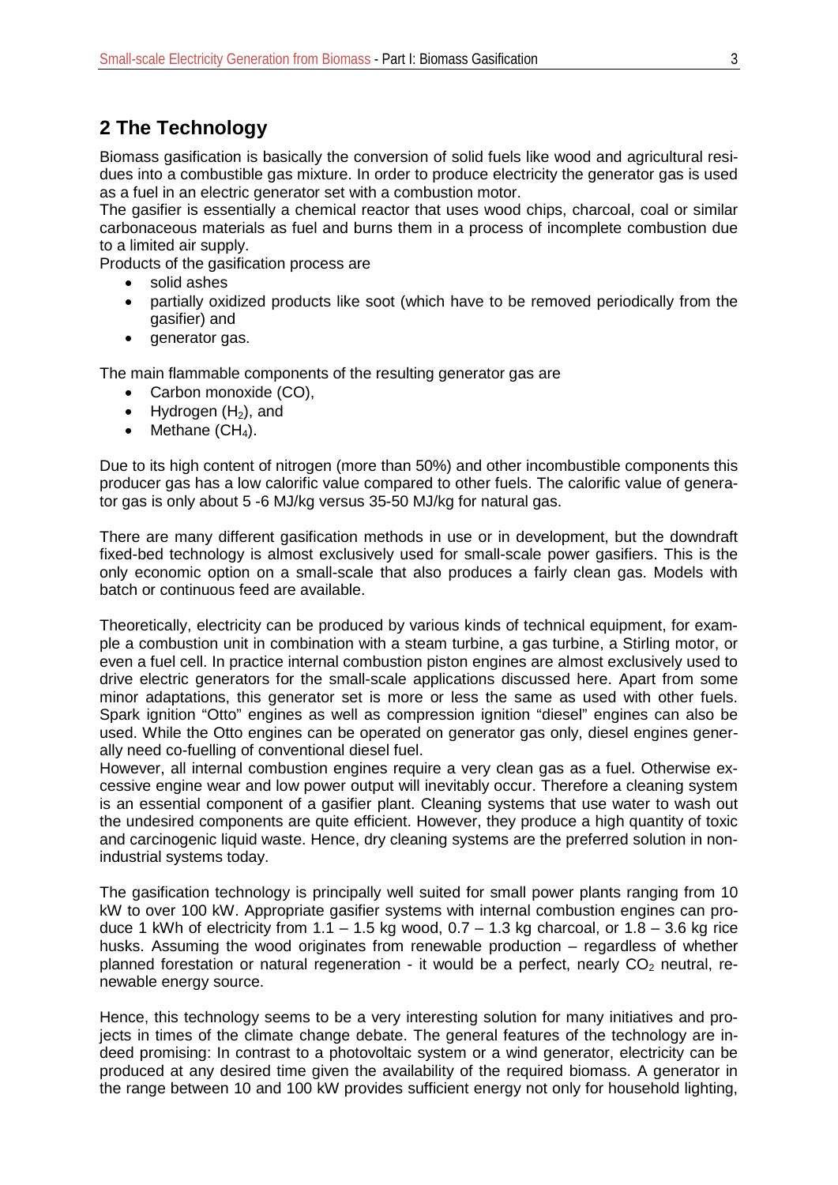## 2 The Technology

Biomass gasification is basically the conversion of solid fuels like wood and agricultural residues into a combustible gas mixture. In order to produce electricity the generator gas is used as a fuel in an electric generator set with a combustion motor.
The gasifier is essentially a chemical reactor that uses wood chips, charcoal, coal or similar carbonaceous materials as fuel and burns them in a process of incomplete combustion due to a limited air supply.
Products of the gasification process are

- solid ashes
- partially oxidized products like soot (which have to be removed periodically from the gasifier) and
- generator gas.

The main flammable components of the resulting generator gas are

- Carbon monoxide (CO),
- Hydrogen ($H_2$), and
- Methane ($CH_4$).

Due to its high content of nitrogen (more than 50%) and other incombustible components this producer gas has a low calorific value compared to other fuels. The calorific value of generator gas is only about 5 -6 MJ/kg versus 35-50 MJ/kg for natural gas.

There are many different gasification methods in use or in development, but the downdraft fixed-bed technology is almost exclusively used for small-scale power gasifiers. This is the only economic option on a small-scale that also produces a fairly clean gas. Models with batch or continuous feed are available.

Theoretically, electricity can be produced by various kinds of technical equipment, for example a combustion unit in combination with a steam turbine, a gas turbine, a Stirling motor, or even a fuel cell. In practice internal combustion piston engines are almost exclusively used to drive electric generators for the small-scale applications discussed here. Apart from some minor adaptations, this generator set is more or less the same as used with other fuels. Spark ignition "Otto" engines as well as compression ignition "diesel" engines can also be used. While the Otto engines can be operated on generator gas only, diesel engines generally need co-fuelling of conventional diesel fuel.
However, all internal combustion engines require a very clean gas as a fuel. Otherwise excessive engine wear and low power output will inevitably occur. Therefore a cleaning system is an essential component of a gasifier plant. Cleaning systems that use water to wash out the undesired components are quite efficient. However, they produce a high quantity of toxic and carcinogenic liquid waste. Hence, dry cleaning systems are the preferred solution in non-industrial systems today.

The gasification technology is principally well suited for small power plants ranging from 10 kW to over 100 kW. Appropriate gasifier systems with internal combustion engines can produce 1 kWh of electricity from 1.1 – 1.5 kg wood, 0.7 – 1.3 kg charcoal, or 1.8 – 3.6 kg rice husks. Assuming the wood originates from renewable production – regardless of whether planned forestation or natural regeneration - it would be a perfect, nearly $CO_2$ neutral, renewable energy source.

Hence, this technology seems to be a very interesting solution for many initiatives and projects in times of the climate change debate. The general features of the technology are indeed promising: In contrast to a photovoltaic system or a wind generator, electricity can be produced at any desired time given the availability of the required biomass. A generator in the range between 10 and 100 kW provides sufficient energy not only for household lighting,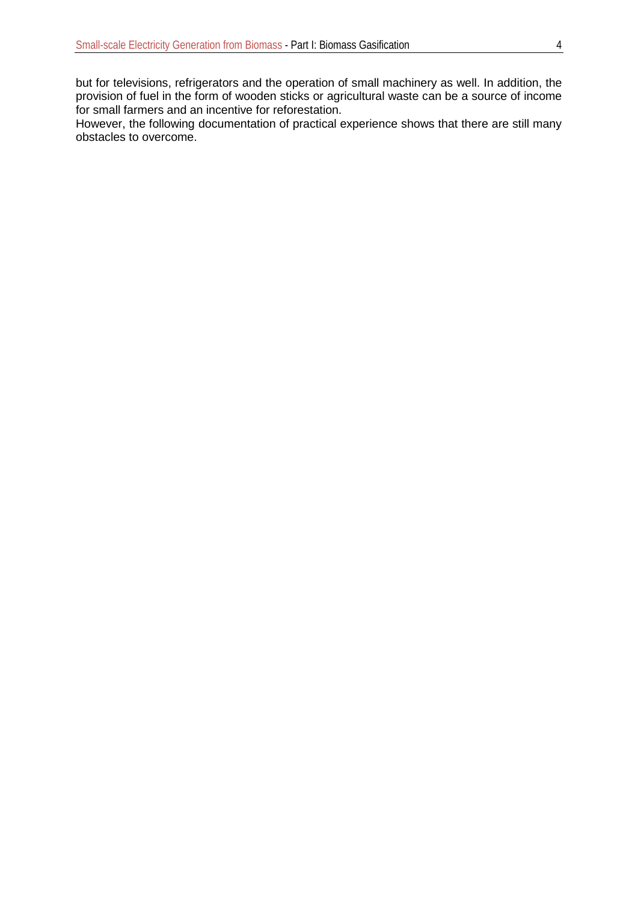but for televisions, refrigerators and the operation of small machinery as well. In addition, the provision of fuel in the form of wooden sticks or agricultural waste can be a source of income for small farmers and an incentive for reforestation.

However, the following documentation of practical experience shows that there are still many obstacles to overcome.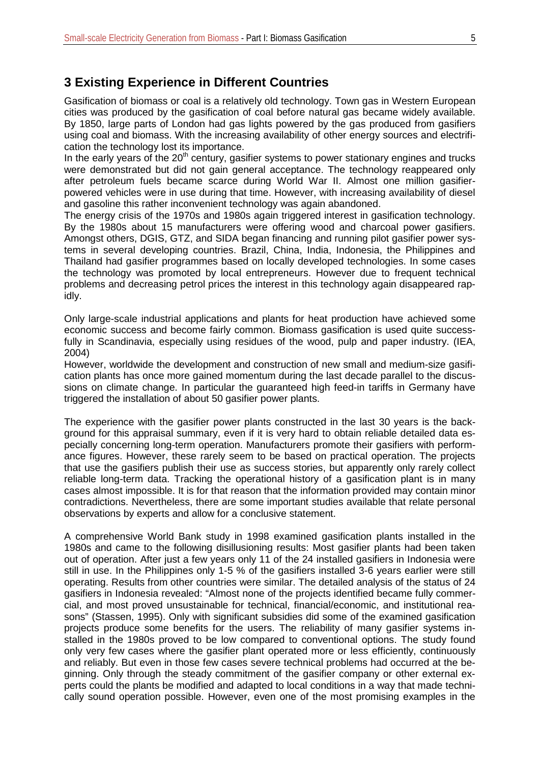## 3 Existing Experience in Different Countries

Gasification of biomass or coal is a relatively old technology. Town gas in Western European cities was produced by the gasification of coal before natural gas became widely available. By 1850, large parts of London had gas lights powered by the gas produced from gasifiers using coal and biomass. With the increasing availability of other energy sources and electrification the technology lost its importance.

In the early years of the 20th century, gasifier systems to power stationary engines and trucks were demonstrated but did not gain general acceptance. The technology reappeared only after petroleum fuels became scarce during World War II. Almost one million gasifier-powered vehicles were in use during that time. However, with increasing availability of diesel and gasoline this rather inconvenient technology was again abandoned.

The energy crisis of the 1970s and 1980s again triggered interest in gasification technology. By the 1980s about 15 manufacturers were offering wood and charcoal power gasifiers. Amongst others, DGIS, GTZ, and SIDA began financing and running pilot gasifier power systems in several developing countries. Brazil, China, India, Indonesia, the Philippines and Thailand had gasifier programmes based on locally developed technologies. In some cases the technology was promoted by local entrepreneurs. However due to frequent technical problems and decreasing petrol prices the interest in this technology again disappeared rapidly.

Only large-scale industrial applications and plants for heat production have achieved some economic success and become fairly common. Biomass gasification is used quite successfully in Scandinavia, especially using residues of the wood, pulp and paper industry. (IEA, 2004)

However, worldwide the development and construction of new small and medium-size gasification plants has once more gained momentum during the last decade parallel to the discussions on climate change. In particular the guaranteed high feed-in tariffs in Germany have triggered the installation of about 50 gasifier power plants.

The experience with the gasifier power plants constructed in the last 30 years is the background for this appraisal summary, even if it is very hard to obtain reliable detailed data especially concerning long-term operation. Manufacturers promote their gasifiers with performance figures. However, these rarely seem to be based on practical operation. The projects that use the gasifiers publish their use as success stories, but apparently only rarely collect reliable long-term data. Tracking the operational history of a gasification plant is in many cases almost impossible. It is for that reason that the information provided may contain minor contradictions. Nevertheless, there are some important studies available that relate personal observations by experts and allow for a conclusive statement.

A comprehensive World Bank study in 1998 examined gasification plants installed in the 1980s and came to the following disillusioning results: Most gasifier plants had been taken out of operation. After just a few years only 11 of the 24 installed gasifiers in Indonesia were still in use. In the Philippines only 1-5 % of the gasifiers installed 3-6 years earlier were still operating. Results from other countries were similar. The detailed analysis of the status of 24 gasifiers in Indonesia revealed: "Almost none of the projects identified became fully commercial, and most proved unsustainable for technical, financial/economic, and institutional reasons" (Stassen, 1995). Only with significant subsidies did some of the examined gasification projects produce some benefits for the users. The reliability of many gasifier systems installed in the 1980s proved to be low compared to conventional options. The study found only very few cases where the gasifier plant operated more or less efficiently, continuously and reliably. But even in those few cases severe technical problems had occurred at the beginning. Only through the steady commitment of the gasifier company or other external experts could the plants be modified and adapted to local conditions in a way that made technically sound operation possible. However, even one of the most promising examples in the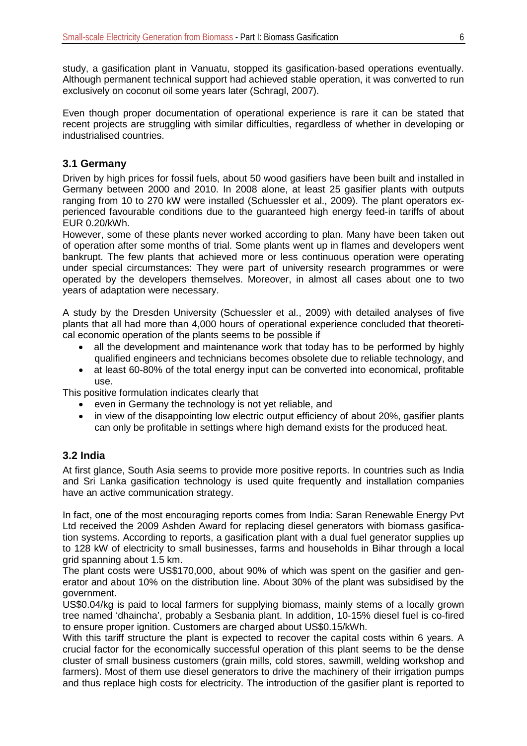study, a gasification plant in Vanuatu, stopped its gasification-based operations eventually. Although permanent technical support had achieved stable operation, it was converted to run exclusively on coconut oil some years later (Schragl, 2007).

Even though proper documentation of operational experience is rare it can be stated that recent projects are struggling with similar difficulties, regardless of whether in developing or industrialised countries.

## 3.1 Germany

Driven by high prices for fossil fuels, about 50 wood gasifiers have been built and installed in Germany between 2000 and 2010. In 2008 alone, at least 25 gasifier plants with outputs ranging from 10 to 270 kW were installed (Schuessler et al., 2009). The plant operators experienced favourable conditions due to the guaranteed high energy feed-in tariffs of about EUR 0.20/kWh.

However, some of these plants never worked according to plan. Many have been taken out of operation after some months of trial. Some plants went up in flames and developers went bankrupt. The few plants that achieved more or less continuous operation were operating under special circumstances: They were part of university research programmes or were operated by the developers themselves. Moreover, in almost all cases about one to two years of adaptation were necessary.

A study by the Dresden University (Schuessler et al., 2009) with detailed analyses of five plants that all had more than 4,000 hours of operational experience concluded that theoretical economic operation of the plants seems to be possible if

- all the development and maintenance work that today has to be performed by highly qualified engineers and technicians becomes obsolete due to reliable technology, and
- at least 60-80% of the total energy input can be converted into economical, profitable use.

This positive formulation indicates clearly that

- even in Germany the technology is not yet reliable, and
- in view of the disappointing low electric output efficiency of about 20%, gasifier plants can only be profitable in settings where high demand exists for the produced heat.

## 3.2 India

At first glance, South Asia seems to provide more positive reports. In countries such as India and Sri Lanka gasification technology is used quite frequently and installation companies have an active communication strategy.

In fact, one of the most encouraging reports comes from India: Saran Renewable Energy Pvt Ltd received the 2009 Ashden Award for replacing diesel generators with biomass gasification systems. According to reports, a gasification plant with a dual fuel generator supplies up to 128 kW of electricity to small businesses, farms and households in Bihar through a local grid spanning about 1.5 km.

The plant costs were US$170,000, about 90% of which was spent on the gasifier and generator and about 10% on the distribution line. About 30% of the plant was subsidised by the government.

US$0.04/kg is paid to local farmers for supplying biomass, mainly stems of a locally grown tree named 'dhaincha', probably a Sesbania plant. In addition, 10-15% diesel fuel is co-fired to ensure proper ignition. Customers are charged about US$0.15/kWh.

With this tariff structure the plant is expected to recover the capital costs within 6 years. A crucial factor for the economically successful operation of this plant seems to be the dense cluster of small business customers (grain mills, cold stores, sawmill, welding workshop and farmers). Most of them use diesel generators to drive the machinery of their irrigation pumps and thus replace high costs for electricity. The introduction of the gasifier plant is reported to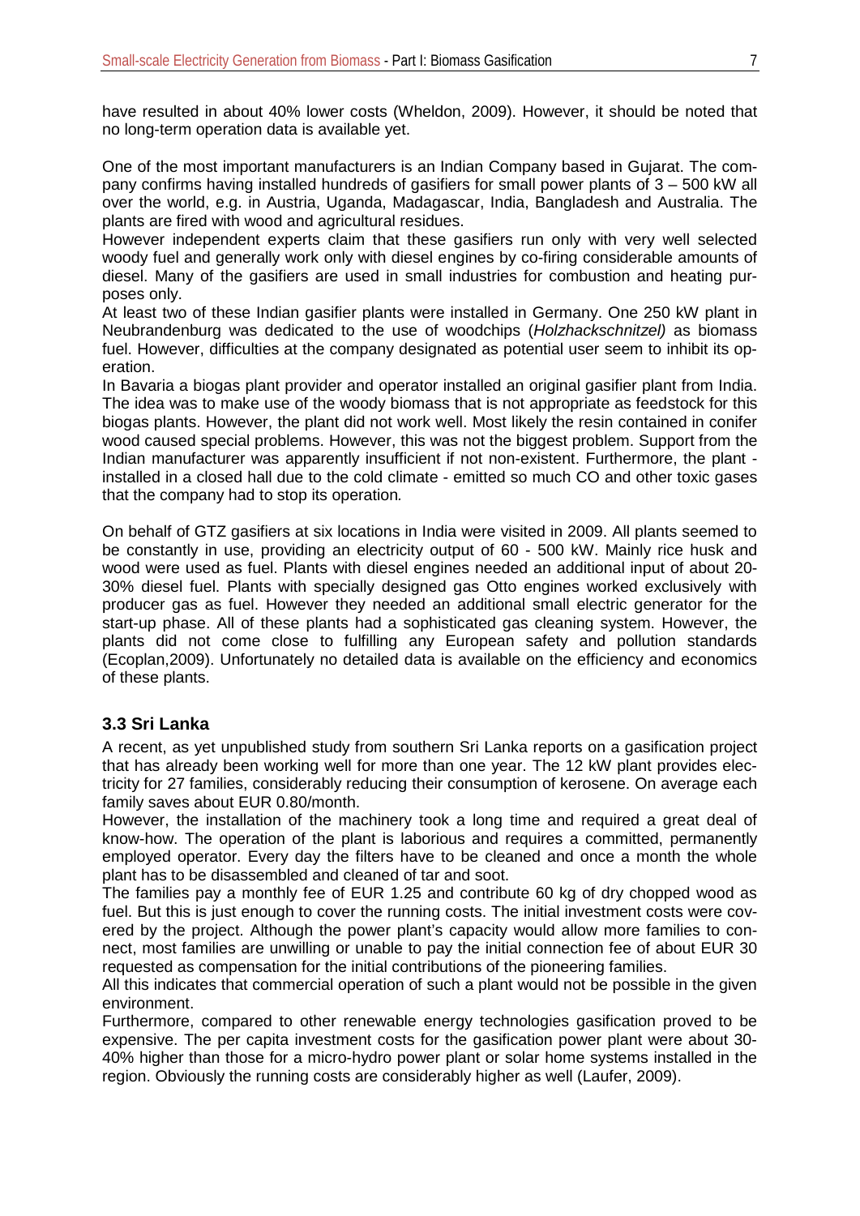have resulted in about 40% lower costs (Wheldon, 2009). However, it should be noted that no long-term operation data is available yet.

One of the most important manufacturers is an Indian Company based in Gujarat. The company confirms having installed hundreds of gasifiers for small power plants of 3 – 500 kW all over the world, e.g. in Austria, Uganda, Madagascar, India, Bangladesh and Australia. The plants are fired with wood and agricultural residues.

However independent experts claim that these gasifiers run only with very well selected woody fuel and generally work only with diesel engines by co-firing considerable amounts of diesel. Many of the gasifiers are used in small industries for combustion and heating purposes only.

At least two of these Indian gasifier plants were installed in Germany. One 250 kW plant in Neubrandenburg was dedicated to the use of woodchips (*Holzhackschnitzel)* as biomass fuel. However, difficulties at the company designated as potential user seem to inhibit its operation.

In Bavaria a biogas plant provider and operator installed an original gasifier plant from India. The idea was to make use of the woody biomass that is not appropriate as feedstock for this biogas plants. However, the plant did not work well. Most likely the resin contained in conifer wood caused special problems. However, this was not the biggest problem. Support from the Indian manufacturer was apparently insufficient if not non-existent. Furthermore, the plant - installed in a closed hall due to the cold climate - emitted so much CO and other toxic gases that the company had to stop its operation.

On behalf of GTZ gasifiers at six locations in India were visited in 2009. All plants seemed to be constantly in use, providing an electricity output of 60 - 500 kW. Mainly rice husk and wood were used as fuel. Plants with diesel engines needed an additional input of about 20-30% diesel fuel. Plants with specially designed gas Otto engines worked exclusively with producer gas as fuel. However they needed an additional small electric generator for the start-up phase. All of these plants had a sophisticated gas cleaning system. However, the plants did not come close to fulfilling any European safety and pollution standards (Ecoplan,2009). Unfortunately no detailed data is available on the efficiency and economics of these plants.

### 3.3 Sri Lanka

A recent, as yet unpublished study from southern Sri Lanka reports on a gasification project that has already been working well for more than one year. The 12 kW plant provides electricity for 27 families, considerably reducing their consumption of kerosene. On average each family saves about EUR 0.80/month.

However, the installation of the machinery took a long time and required a great deal of know-how. The operation of the plant is laborious and requires a committed, permanently employed operator. Every day the filters have to be cleaned and once a month the whole plant has to be disassembled and cleaned of tar and soot.

The families pay a monthly fee of EUR 1.25 and contribute 60 kg of dry chopped wood as fuel. But this is just enough to cover the running costs. The initial investment costs were covered by the project. Although the power plant's capacity would allow more families to connect, most families are unwilling or unable to pay the initial connection fee of about EUR 30 requested as compensation for the initial contributions of the pioneering families.

All this indicates that commercial operation of such a plant would not be possible in the given environment.

Furthermore, compared to other renewable energy technologies gasification proved to be expensive. The per capita investment costs for the gasification power plant were about 30-40% higher than those for a micro-hydro power plant or solar home systems installed in the region. Obviously the running costs are considerably higher as well (Laufer, 2009).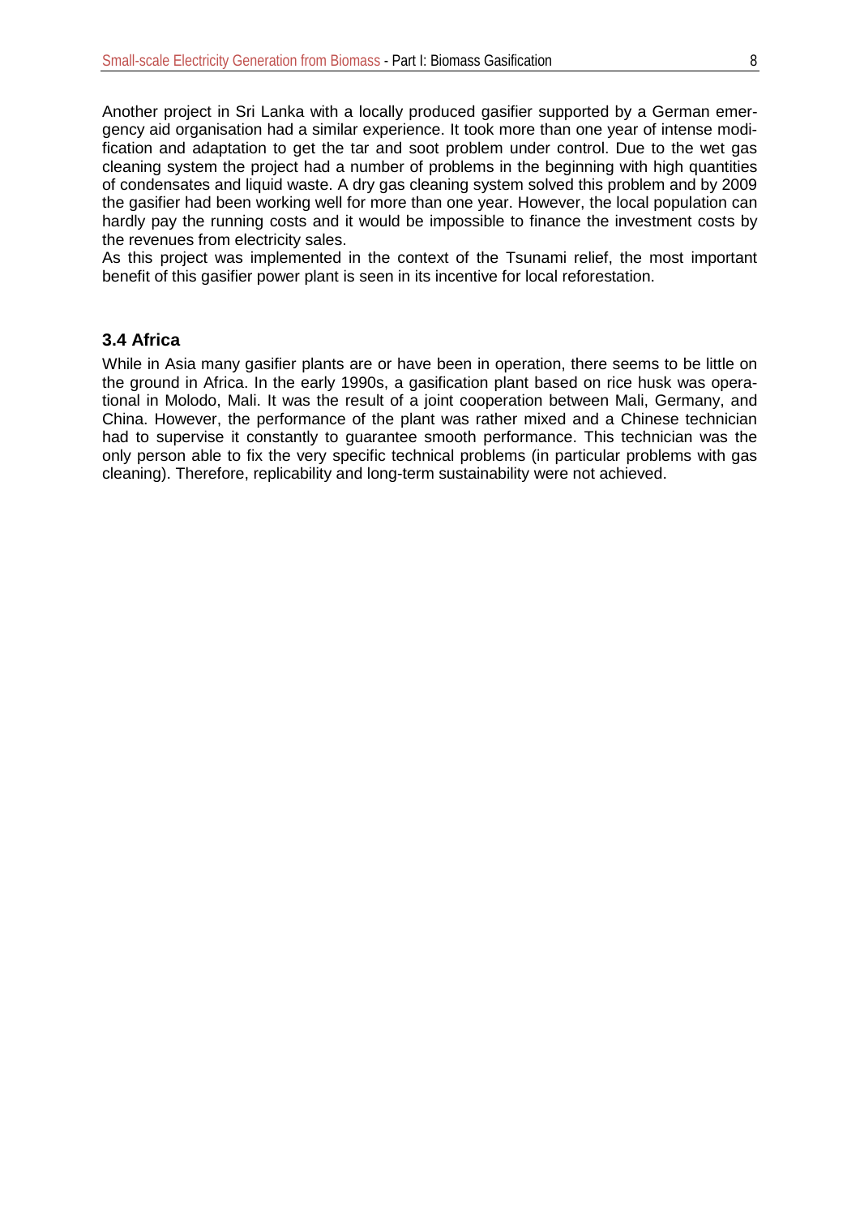Another project in Sri Lanka with a locally produced gasifier supported by a German emergency aid organisation had a similar experience. It took more than one year of intense modification and adaptation to get the tar and soot problem under control. Due to the wet gas cleaning system the project had a number of problems in the beginning with high quantities of condensates and liquid waste. A dry gas cleaning system solved this problem and by 2009 the gasifier had been working well for more than one year. However, the local population can hardly pay the running costs and it would be impossible to finance the investment costs by the revenues from electricity sales.

As this project was implemented in the context of the Tsunami relief, the most important benefit of this gasifier power plant is seen in its incentive for local reforestation.

### 3.4 Africa

While in Asia many gasifier plants are or have been in operation, there seems to be little on the ground in Africa. In the early 1990s, a gasification plant based on rice husk was operational in Molodo, Mali. It was the result of a joint cooperation between Mali, Germany, and China. However, the performance of the plant was rather mixed and a Chinese technician had to supervise it constantly to guarantee smooth performance. This technician was the only person able to fix the very specific technical problems (in particular problems with gas cleaning). Therefore, replicability and long-term sustainability were not achieved.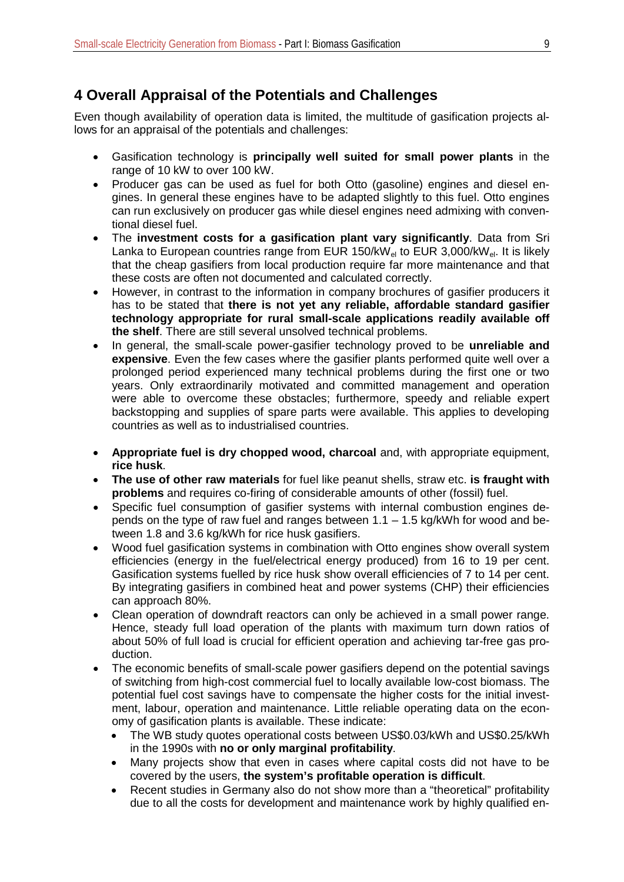## 4 Overall Appraisal of the Potentials and Challenges

Even though availability of operation data is limited, the multitude of gasification projects allows for an appraisal of the potentials and challenges:

- Gasification technology is **principally well suited for small power plants** in the range of 10 kW to over 100 kW.
- Producer gas can be used as fuel for both Otto (gasoline) engines and diesel engines. In general these engines have to be adapted slightly to this fuel. Otto engines can run exclusively on producer gas while diesel engines need admixing with conventional diesel fuel.
- The **investment costs for a gasification plant vary significantly**. Data from Sri Lanka to European countries range from EUR 150/kW$_{el}$ to EUR 3,000/kW$_{el}$. It is likely that the cheap gasifiers from local production require far more maintenance and that these costs are often not documented and calculated correctly.
- However, in contrast to the information in company brochures of gasifier producers it has to be stated that **there is not yet any reliable, affordable standard gasifier technology appropriate for rural small-scale applications readily available off the shelf**. There are still several unsolved technical problems.
- In general, the small-scale power-gasifier technology proved to be **unreliable and expensive**. Even the few cases where the gasifier plants performed quite well over a prolonged period experienced many technical problems during the first one or two years. Only extraordinarily motivated and committed management and operation were able to overcome these obstacles; furthermore, speedy and reliable expert backstopping and supplies of spare parts were available. This applies to developing countries as well as to industrialised countries.
- **Appropriate fuel is dry chopped wood, charcoal** and, with appropriate equipment, **rice husk**.
- **The use of other raw materials** for fuel like peanut shells, straw etc. **is fraught with problems** and requires co-firing of considerable amounts of other (fossil) fuel.
- Specific fuel consumption of gasifier systems with internal combustion engines depends on the type of raw fuel and ranges between 1.1 – 1.5 kg/kWh for wood and between 1.8 and 3.6 kg/kWh for rice husk gasifiers.
- Wood fuel gasification systems in combination with Otto engines show overall system efficiencies (energy in the fuel/electrical energy produced) from 16 to 19 per cent. Gasification systems fuelled by rice husk show overall efficiencies of 7 to 14 per cent. By integrating gasifiers in combined heat and power systems (CHP) their efficiencies can approach 80%.
- Clean operation of downdraft reactors can only be achieved in a small power range. Hence, steady full load operation of the plants with maximum turn down ratios of about 50% of full load is crucial for efficient operation and achieving tar-free gas production.
- The economic benefits of small-scale power gasifiers depend on the potential savings of switching from high-cost commercial fuel to locally available low-cost biomass. The potential fuel cost savings have to compensate the higher costs for the initial investment, labour, operation and maintenance. Little reliable operating data on the economy of gasification plants is available. These indicate:
  - The WB study quotes operational costs between US$0.03/kWh and US$0.25/kWh in the 1990s with **no or only marginal profitability**.
  - Many projects show that even in cases where capital costs did not have to be covered by the users, **the system's profitable operation is difficult**.
  - Recent studies in Germany also do not show more than a "theoretical" profitability due to all the costs for development and maintenance work by highly qualified en-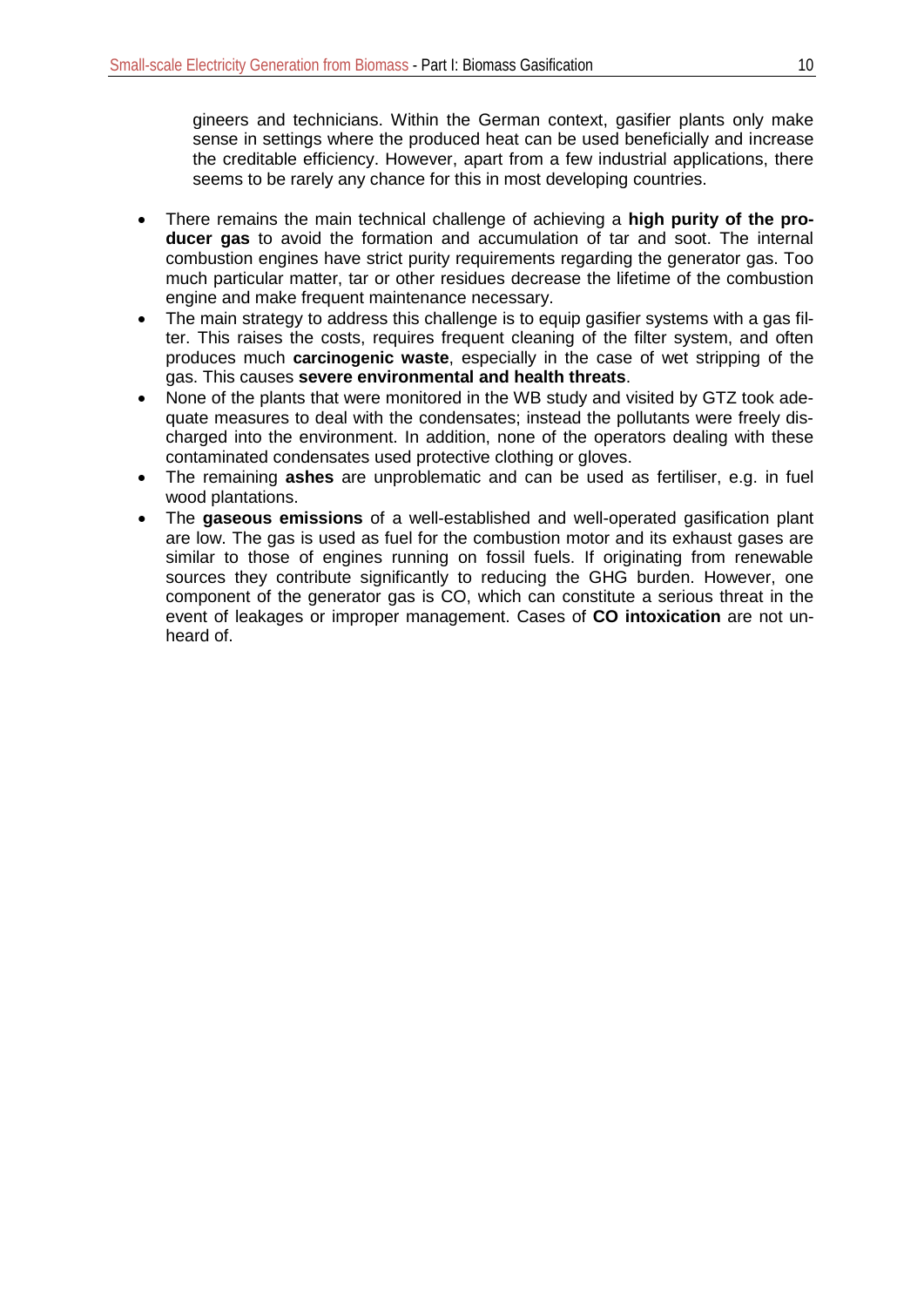gineers and technicians. Within the German context, gasifier plants only make sense in settings where the produced heat can be used beneficially and increase the creditable efficiency. However, apart from a few industrial applications, there seems to be rarely any chance for this in most developing countries.

- There remains the main technical challenge of achieving a **high purity of the producer gas** to avoid the formation and accumulation of tar and soot. The internal combustion engines have strict purity requirements regarding the generator gas. Too much particular matter, tar or other residues decrease the lifetime of the combustion engine and make frequent maintenance necessary.
- The main strategy to address this challenge is to equip gasifier systems with a gas filter. This raises the costs, requires frequent cleaning of the filter system, and often produces much **carcinogenic waste**, especially in the case of wet stripping of the gas. This causes **severe environmental and health threats**.
- None of the plants that were monitored in the WB study and visited by GTZ took adequate measures to deal with the condensates; instead the pollutants were freely discharged into the environment. In addition, none of the operators dealing with these contaminated condensates used protective clothing or gloves.
- The remaining **ashes** are unproblematic and can be used as fertiliser, e.g. in fuel wood plantations.
- The **gaseous emissions** of a well-established and well-operated gasification plant are low. The gas is used as fuel for the combustion motor and its exhaust gases are similar to those of engines running on fossil fuels. If originating from renewable sources they contribute significantly to reducing the GHG burden. However, one component of the generator gas is CO, which can constitute a serious threat in the event of leakages or improper management. Cases of **CO intoxication** are not unheard of.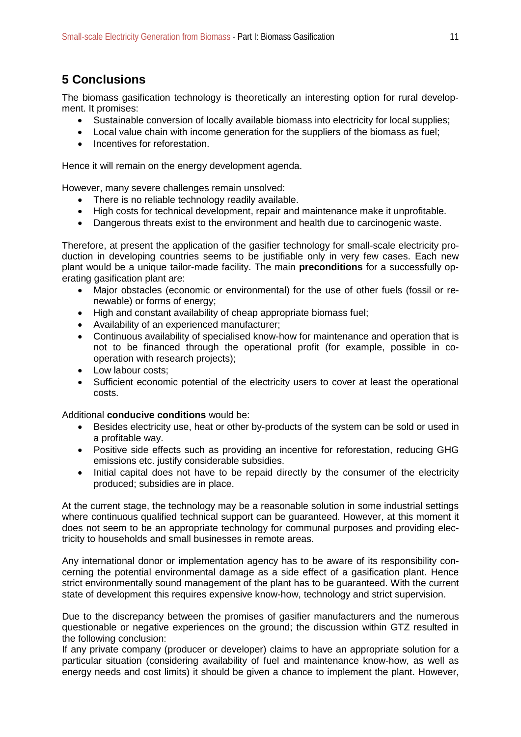## 5 Conclusions

The biomass gasification technology is theoretically an interesting option for rural development. It promises:

- Sustainable conversion of locally available biomass into electricity for local supplies;
- Local value chain with income generation for the suppliers of the biomass as fuel;
- Incentives for reforestation.

Hence it will remain on the energy development agenda.

However, many severe challenges remain unsolved:

- There is no reliable technology readily available.
- High costs for technical development, repair and maintenance make it unprofitable.
- Dangerous threats exist to the environment and health due to carcinogenic waste.

Therefore, at present the application of the gasifier technology for small-scale electricity production in developing countries seems to be justifiable only in very few cases. Each new plant would be a unique tailor-made facility. The main **preconditions** for a successfully operating gasification plant are:

- Major obstacles (economic or environmental) for the use of other fuels (fossil or renewable) or forms of energy;
- High and constant availability of cheap appropriate biomass fuel;
- Availability of an experienced manufacturer;
- Continuous availability of specialised know-how for maintenance and operation that is not to be financed through the operational profit (for example, possible in co-operation with research projects);
- Low labour costs;
- Sufficient economic potential of the electricity users to cover at least the operational costs.

Additional **conducive conditions** would be:

- Besides electricity use, heat or other by-products of the system can be sold or used in a profitable way.
- Positive side effects such as providing an incentive for reforestation, reducing GHG emissions etc. justify considerable subsidies.
- Initial capital does not have to be repaid directly by the consumer of the electricity produced; subsidies are in place.

At the current stage, the technology may be a reasonable solution in some industrial settings where continuous qualified technical support can be guaranteed. However, at this moment it does not seem to be an appropriate technology for communal purposes and providing electricity to households and small businesses in remote areas.

Any international donor or implementation agency has to be aware of its responsibility concerning the potential environmental damage as a side effect of a gasification plant. Hence strict environmentally sound management of the plant has to be guaranteed. With the current state of development this requires expensive know-how, technology and strict supervision.

Due to the discrepancy between the promises of gasifier manufacturers and the numerous questionable or negative experiences on the ground; the discussion within GTZ resulted in the following conclusion:

If any private company (producer or developer) claims to have an appropriate solution for a particular situation (considering availability of fuel and maintenance know-how, as well as energy needs and cost limits) it should be given a chance to implement the plant. However,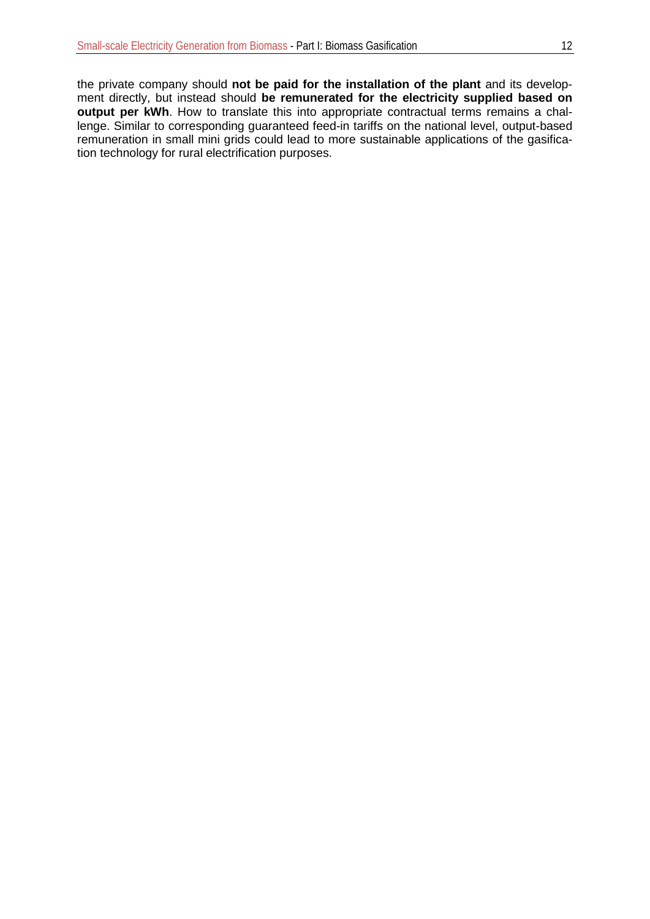the private company should **not be paid for the installation of the plant** and its development directly, but instead should **be remunerated for the electricity supplied based on output per kWh**. How to translate this into appropriate contractual terms remains a challenge. Similar to corresponding guaranteed feed-in tariffs on the national level, output-based remuneration in small mini grids could lead to more sustainable applications of the gasification technology for rural electrification purposes.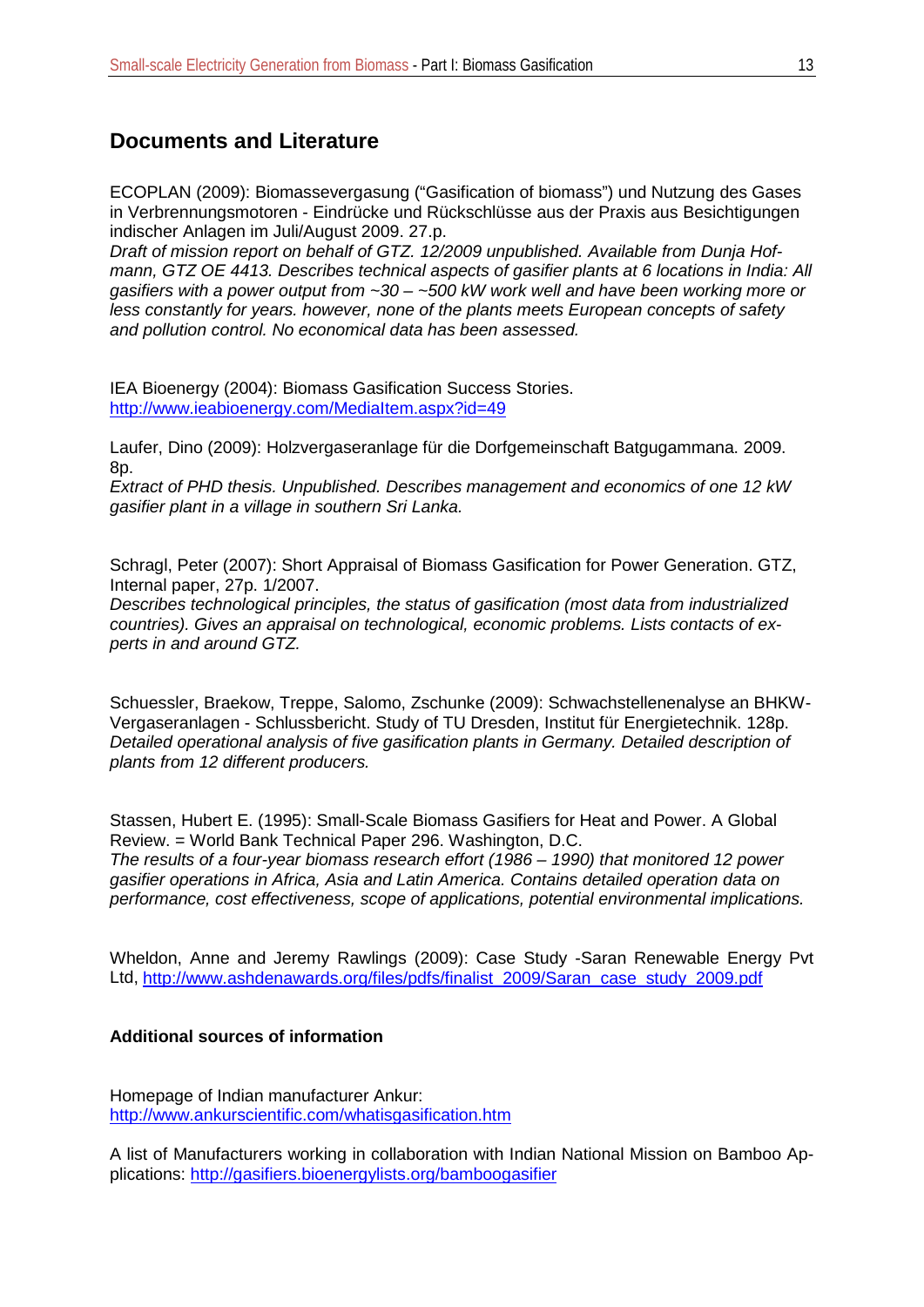## Documents and Literature

ECOPLAN (2009): Biomassevergasung ("Gasification of biomass") und Nutzung des Gases in Verbrennungsmotoren - Eindrücke und Rückschlüsse aus der Praxis aus Besichtigungen indischer Anlagen im Juli/August 2009. 27.p.
*Draft of mission report on behalf of GTZ. 12/2009 unpublished. Available from Dunja Hofmann, GTZ OE 4413. Describes technical aspects of gasifier plants at 6 locations in India: All gasifiers with a power output from ~30 – ~500 kW work well and have been working more or less constantly for years. however, none of the plants meets European concepts of safety and pollution control. No economical data has been assessed.*

IEA Bioenergy (2004): Biomass Gasification Success Stories.
http://www.ieabioenergy.com/MediaItem.aspx?id=49

Laufer, Dino (2009): Holzvergaseranlage für die Dorfgemeinschaft Batgugammana. 2009. 8p.
*Extract of PHD thesis. Unpublished. Describes management and economics of one 12 kW gasifier plant in a village in southern Sri Lanka.*

Schragl, Peter (2007): Short Appraisal of Biomass Gasification for Power Generation. GTZ, Internal paper, 27p. 1/2007.
*Describes technological principles, the status of gasification (most data from industrialized countries). Gives an appraisal on technological, economic problems. Lists contacts of experts in and around GTZ.*

Schuessler, Braekow, Treppe, Salomo, Zschunke (2009): Schwachstellenanalyse an BHKW-Vergaseranlagen - Schlussbericht. Study of TU Dresden, Institut für Energietechnik. 128p.
*Detailed operational analysis of five gasification plants in Germany. Detailed description of plants from 12 different producers.*

Stassen, Hubert E. (1995): Small-Scale Biomass Gasifiers for Heat and Power. A Global Review. = World Bank Technical Paper 296. Washington, D.C.
*The results of a four-year biomass research effort (1986 – 1990) that monitored 12 power gasifier operations in Africa, Asia and Latin America. Contains detailed operation data on performance, cost effectiveness, scope of applications, potential environmental implications.*

Wheldon, Anne and Jeremy Rawlings (2009): Case Study -Saran Renewable Energy Pvt Ltd, http://www.ashdenawards.org/files/pdfs/finalist_2009/Saran_case_study_2009.pdf

### Additional sources of information

Homepage of Indian manufacturer Ankur:
http://www.ankurscientific.com/whatisgasification.htm

A list of Manufacturers working in collaboration with Indian National Mission on Bamboo Applications: http://gasifiers.bioenergylists.org/bamboogasifier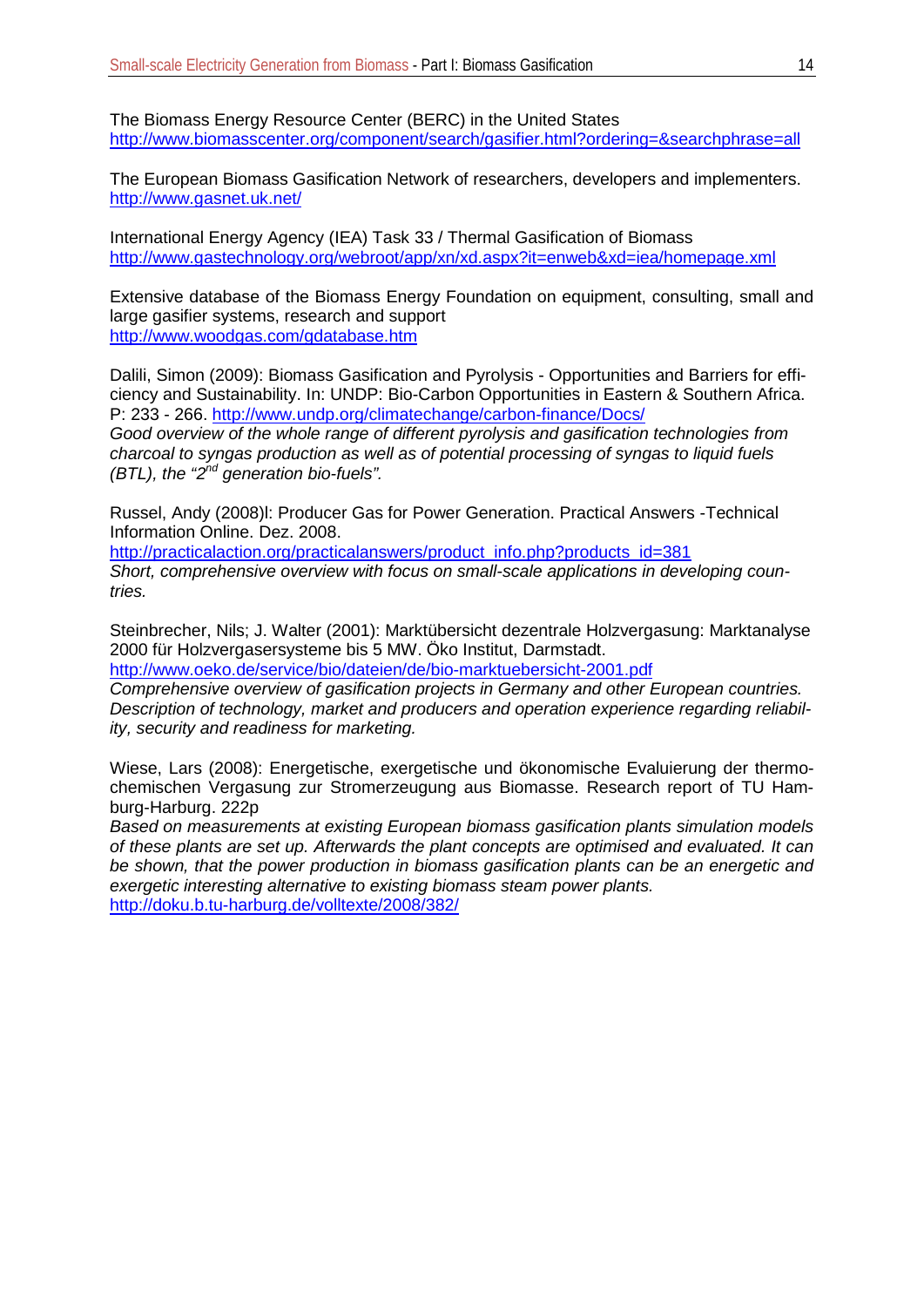The Biomass Energy Resource Center (BERC) in the United States
http://www.biomasscenter.org/component/search/gasifier.html?ordering=&searchphrase=all

The European Biomass Gasification Network of researchers, developers and implementers.
http://www.gasnet.uk.net/

International Energy Agency (IEA) Task 33 / Thermal Gasification of Biomass
http://www.gastechnology.org/webroot/app/xn/xd.aspx?it=enweb&xd=iea/homepage.xml

Extensive database of the Biomass Energy Foundation on equipment, consulting, small and large gasifier systems, research and support
http://www.woodgas.com/gdatabase.htm

Dalili, Simon (2009): Biomass Gasification and Pyrolysis - Opportunities and Barriers for efficiency and Sustainability. In: UNDP: Bio-Carbon Opportunities in Eastern & Southern Africa. P: 233 - 266. http://www.undp.org/climatechange/carbon-finance/Docs/
*Good overview of the whole range of different pyrolysis and gasification technologies from charcoal to syngas production as well as of potential processing of syngas to liquid fuels (BTL), the "2nd generation bio-fuels".*

Russel, Andy (2008)l: Producer Gas for Power Generation. Practical Answers -Technical Information Online. Dez. 2008.
http://practicalaction.org/practicalanswers/product_info.php?products_id=381
*Short, comprehensive overview with focus on small-scale applications in developing countries.*

Steinbrecher, Nils; J. Walter (2001): Marktübersicht dezentrale Holzvergasung: Marktanalyse 2000 für Holzvergasersysteme bis 5 MW. Öko Institut, Darmstadt.
http://www.oeko.de/service/bio/dateien/de/bio-marktuebersicht-2001.pdf
*Comprehensive overview of gasification projects in Germany and other European countries. Description of technology, market and producers and operation experience regarding reliability, security and readiness for marketing.*

Wiese, Lars (2008): Energetische, exergetische und ökonomische Evaluierung der thermochemischen Vergasung zur Stromerzeugung aus Biomasse. Research report of TU Hamburg-Harburg. 222p
*Based on measurements at existing European biomass gasification plants simulation models of these plants are set up. Afterwards the plant concepts are optimised and evaluated. It can be shown, that the power production in biomass gasification plants can be an energetic and exergetic interesting alternative to existing biomass steam power plants.*
http://doku.b.tu-harburg.de/volltexte/2008/382/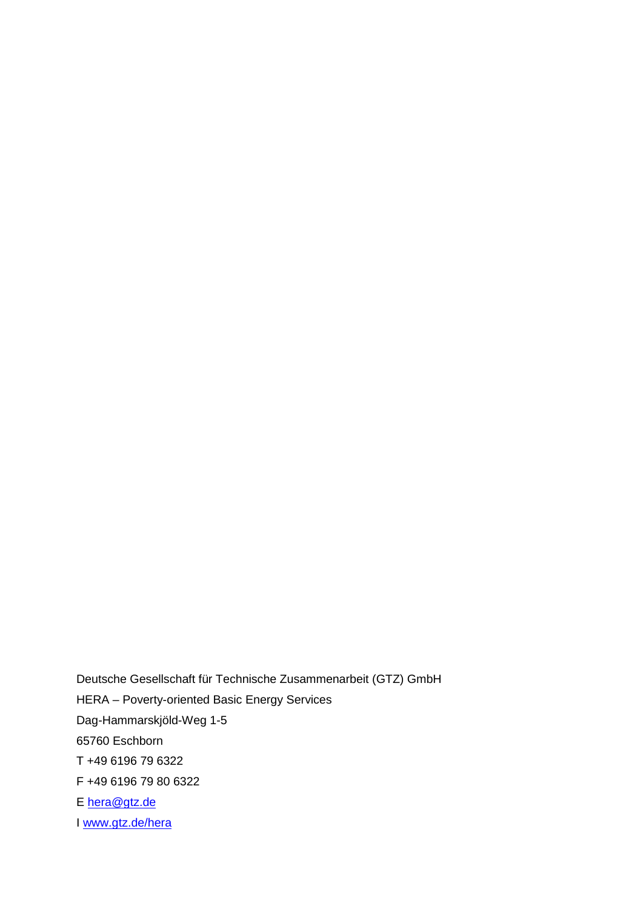Deutsche Gesellschaft für Technische Zusammenarbeit (GTZ) GmbH

HERA – Poverty-oriented Basic Energy Services

Dag-Hammarskjöld-Weg 1-5

65760 Eschborn

T +49 6196 79 6322

F +49 6196 79 80 6322

E hera@gtz.de

I www.gtz.de/hera